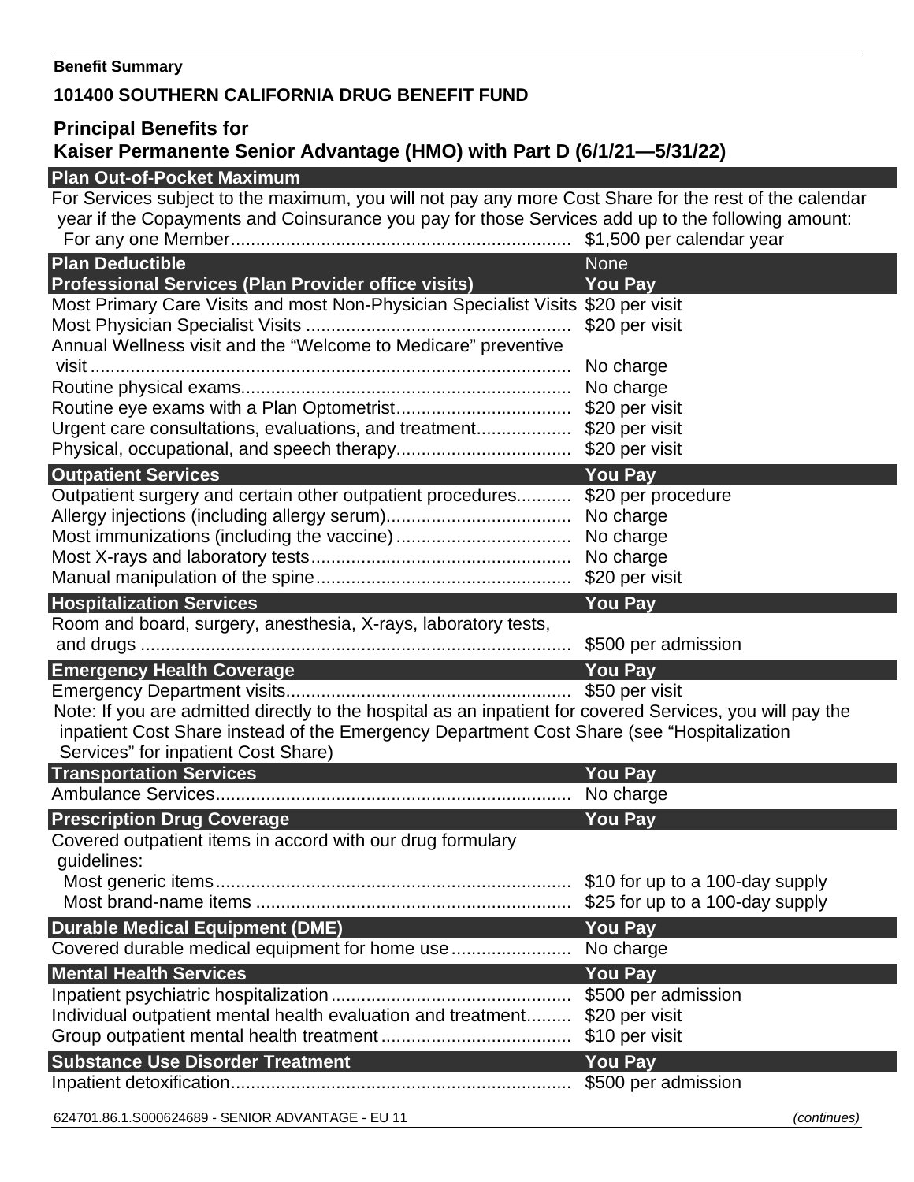**Benefit Summary**

**101400 SOUTHERN CALIFORNIA DRUG BENEFIT FUND**

## Principal Benefits for Kaiser Permanente Senior Advantage (HMO) with Part D (6/1/21—5/31/22)

| Plan Out-of-Pocket Maximum | |
|---|---|
| For Services subject to the maximum, you will not pay any more Cost Share for the rest of the calendar year if the Copayments and Coinsurance you pay for those Services add up to the following amount: | |
| For any one Member | $1,500 per calendar year |
| **Plan Deductible** | None |

| Professional Services (Plan Provider office visits) | You Pay |
|---|---|
| Most Primary Care Visits and most Non-Physician Specialist Visits | $20 per visit |
| Most Physician Specialist Visits | $20 per visit |
| Annual Wellness visit and the "Welcome to Medicare" preventive visit | No charge |
| Routine physical exams | No charge |
| Routine eye exams with a Plan Optometrist | $20 per visit |
| Urgent care consultations, evaluations, and treatment | $20 per visit |
| Physical, occupational, and speech therapy | $20 per visit |

| Outpatient Services | You Pay |
|---|---|
| Outpatient surgery and certain other outpatient procedures | $20 per procedure |
| Allergy injections (including allergy serum) | No charge |
| Most immunizations (including the vaccine) | No charge |
| Most X-rays and laboratory tests | No charge |
| Manual manipulation of the spine | $20 per visit |

| Hospitalization Services | You Pay |
|---|---|
| Room and board, surgery, anesthesia, X-rays, laboratory tests, and drugs | $500 per admission |

| Emergency Health Coverage | You Pay |
|---|---|
| Emergency Department visits | $50 per visit |

Note: If you are admitted directly to the hospital as an inpatient for covered Services, you will pay the inpatient Cost Share instead of the Emergency Department Cost Share (see "Hospitalization Services" for inpatient Cost Share)

| Transportation Services | You Pay |
|---|---|
| Ambulance Services | No charge |

| Prescription Drug Coverage | You Pay |
|---|---|
| Covered outpatient items in accord with our drug formulary guidelines: | |
| Most generic items | $10 for up to a 100-day supply |
| Most brand-name items | $25 for up to a 100-day supply |

| Durable Medical Equipment (DME) | You Pay |
|---|---|
| Covered durable medical equipment for home use | No charge |

| Mental Health Services | You Pay |
|---|---|
| Inpatient psychiatric hospitalization | $500 per admission |
| Individual outpatient mental health evaluation and treatment | $20 per visit |
| Group outpatient mental health treatment | $10 per visit |

| Substance Use Disorder Treatment | You Pay |
|---|---|
| Inpatient detoxification | $500 per admission |

624701.86.1.S000624689 - SENIOR ADVANTAGE - EU 11 *(continues)*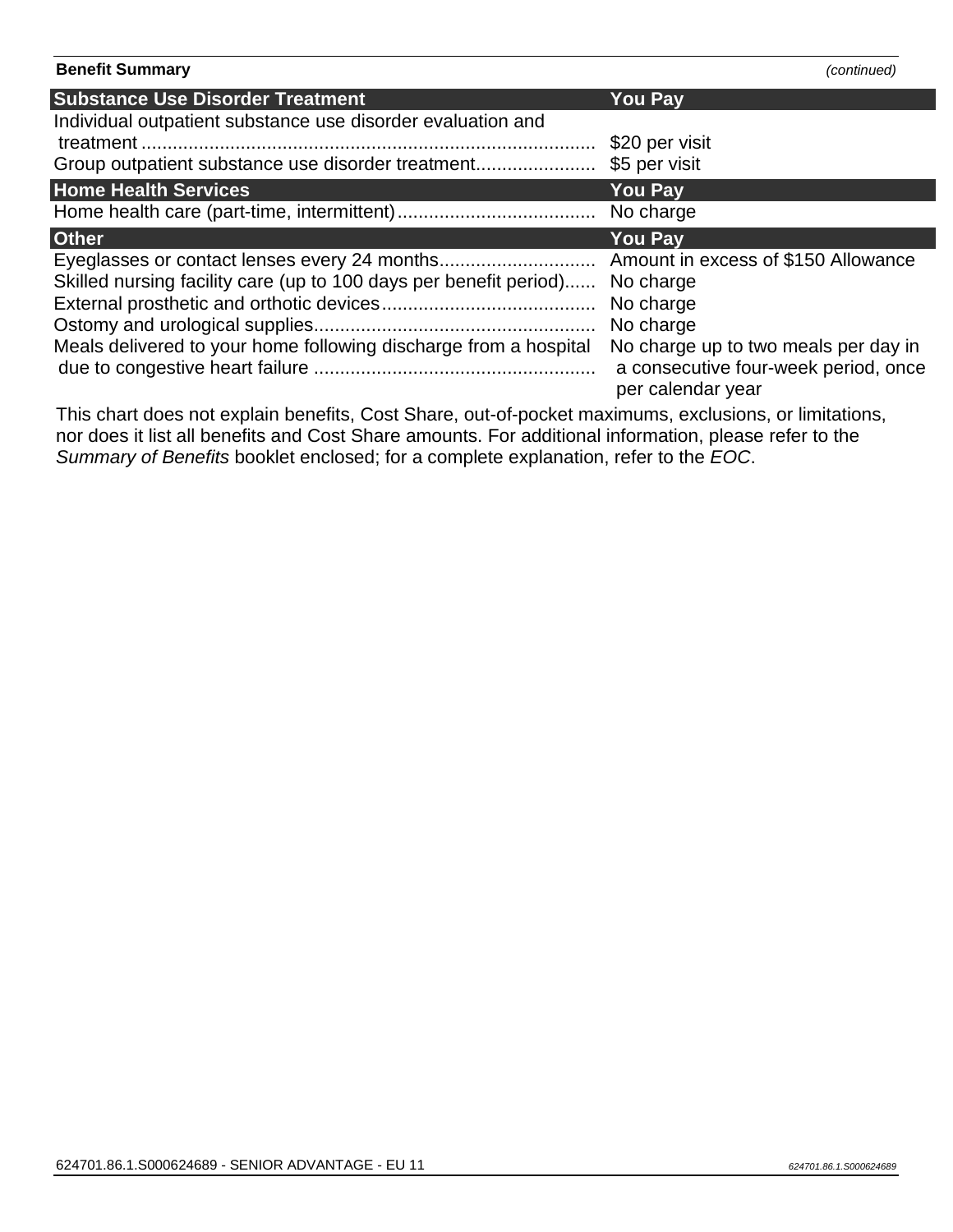**Benefit Summary** *(continued)*

| Substance Use Disorder Treatment | You Pay |
|---|---|
| Individual outpatient substance use disorder evaluation and treatment | $20 per visit |
| Group outpatient substance use disorder treatment | $5 per visit |

| Home Health Services | You Pay |
|---|---|
| Home health care (part-time, intermittent) | No charge |

| Other | You Pay |
|---|---|
| Eyeglasses or contact lenses every 24 months | Amount in excess of $150 Allowance |
| Skilled nursing facility care (up to 100 days per benefit period) | No charge |
| External prosthetic and orthotic devices | No charge |
| Ostomy and urological supplies | No charge |
| Meals delivered to your home following discharge from a hospital due to congestive heart failure | No charge up to two meals per day in a consecutive four-week period, once per calendar year |

This chart does not explain benefits, Cost Share, out-of-pocket maximums, exclusions, or limitations, nor does it list all benefits and Cost Share amounts. For additional information, please refer to the *Summary of Benefits* booklet enclosed; for a complete explanation, refer to the *EOC*.

624701.86.1.S000624689 - SENIOR ADVANTAGE - EU 11